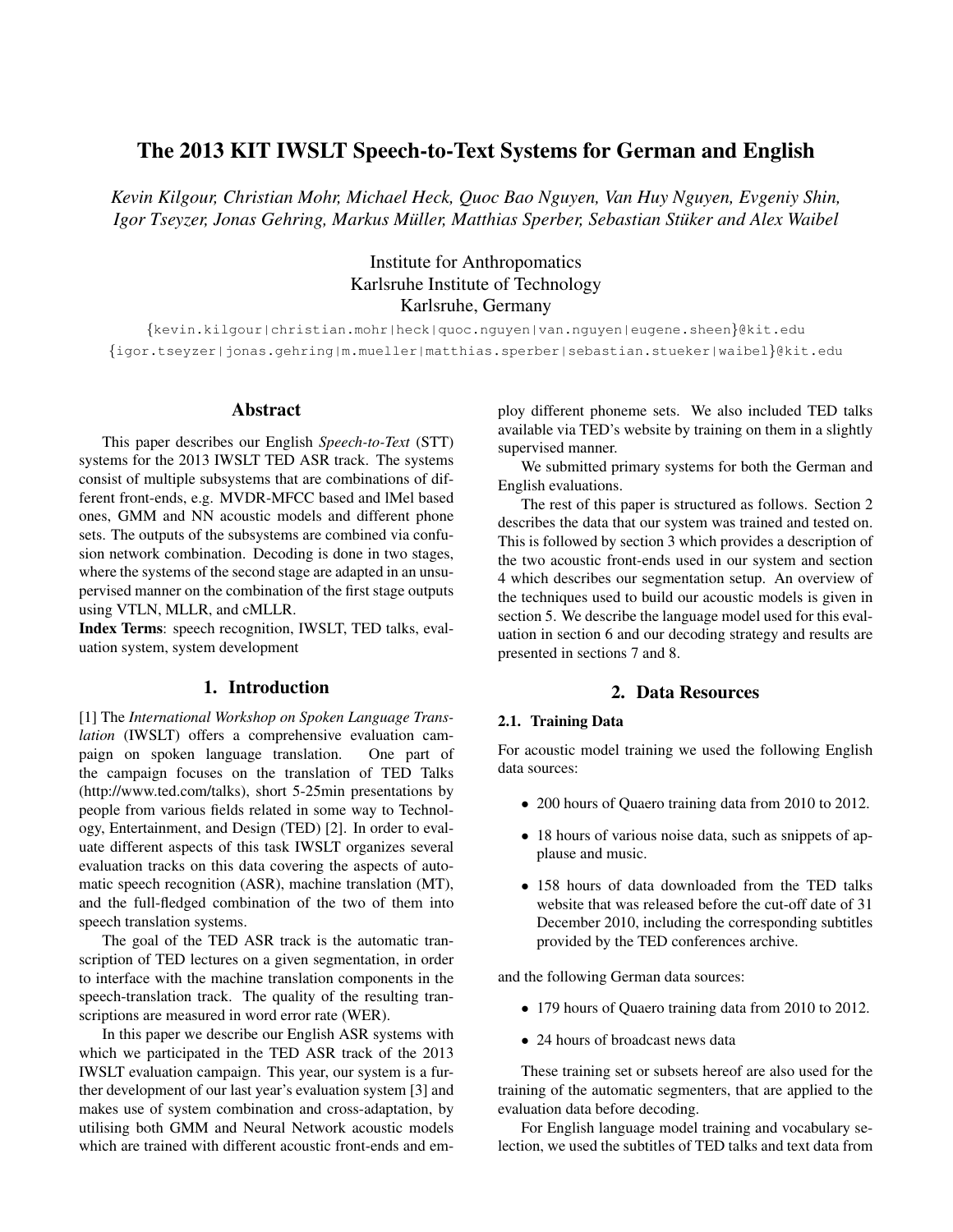# The 2013 KIT IWSLT Speech-to-Text Systems for German and English

*Kevin Kilgour, Christian Mohr, Michael Heck, Quoc Bao Nguyen, Van Huy Nguyen, Evgeniy Shin, Igor Tseyzer, Jonas Gehring, Markus Müller, Matthias Sperber, Sebastian Stüker and Alex Waibel*

Institute for Anthropomatics
Karlsruhe Institute of Technology
Karlsruhe, Germany

{kevin.kilgour|christian.mohr|heck|quoc.nguyen|van.nguyen|eugene.sheen}@kit.edu
{igor.tseyzer|jonas.gehring|m.mueller|matthias.sperber|sebastian.stueker|waibel}@kit.edu

## Abstract

This paper describes our English *Speech-to-Text* (STT) systems for the 2013 IWSLT TED ASR track. The systems consist of multiple subsystems that are combinations of different front-ends, e.g. MVDR-MFCC based and lMel based ones, GMM and NN acoustic models and different phone sets. The outputs of the subsystems are combined via confusion network combination. Decoding is done in two stages, where the systems of the second stage are adapted in an unsupervised manner on the combination of the first stage outputs using VTLN, MLLR, and cMLLR.

**Index Terms**: speech recognition, IWSLT, TED talks, evaluation system, system development

## 1. Introduction

[1] The *International Workshop on Spoken Language Translation* (IWSLT) offers a comprehensive evaluation campaign on spoken language translation. One part of the campaign focuses on the translation of TED Talks (http://www.ted.com/talks), short 5-25min presentations by people from various fields related in some way to Technology, Entertainment, and Design (TED) [2]. In order to evaluate different aspects of this task IWSLT organizes several evaluation tracks on this data covering the aspects of automatic speech recognition (ASR), machine translation (MT), and the full-fledged combination of the two of them into speech translation systems.

The goal of the TED ASR track is the automatic transcription of TED lectures on a given segmentation, in order to interface with the machine translation components in the speech-translation track. The quality of the resulting transcriptions are measured in word error rate (WER).

In this paper we describe our English ASR systems with which we participated in the TED ASR track of the 2013 IWSLT evaluation campaign. This year, our system is a further development of our last year's evaluation system [3] and makes use of system combination and cross-adaptation, by utilising both GMM and Neural Network acoustic models which are trained with different acoustic front-ends and employ different phoneme sets. We also included TED talks available via TED's website by training on them in a slightly supervised manner.

We submitted primary systems for both the German and English evaluations.

The rest of this paper is structured as follows. Section 2 describes the data that our system was trained and tested on. This is followed by section 3 which provides a description of the two acoustic front-ends used in our system and section 4 which describes our segmentation setup. An overview of the techniques used to build our acoustic models is given in section 5. We describe the language model used for this evaluation in section 6 and our decoding strategy and results are presented in sections 7 and 8.

## 2. Data Resources

### 2.1. Training Data

For acoustic model training we used the following English data sources:

- 200 hours of Quaero training data from 2010 to 2012.
- 18 hours of various noise data, such as snippets of applause and music.
- 158 hours of data downloaded from the TED talks website that was released before the cut-off date of 31 December 2010, including the corresponding subtitles provided by the TED conferences archive.

and the following German data sources:

- 179 hours of Quaero training data from 2010 to 2012.
- 24 hours of broadcast news data

These training set or subsets hereof are also used for the training of the automatic segmenters, that are applied to the evaluation data before decoding.

For English language model training and vocabulary selection, we used the subtitles of TED talks and text data from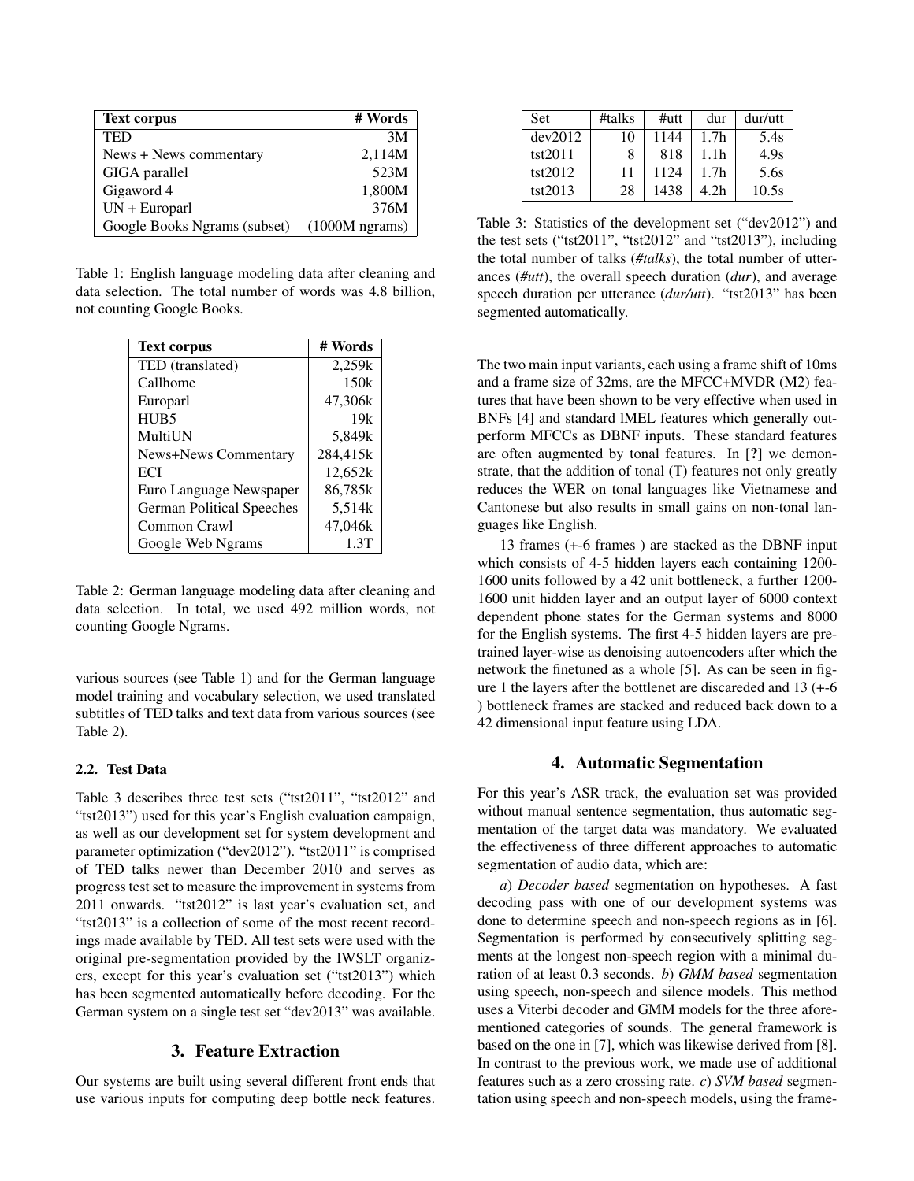| Text corpus | # Words |
|---|---|
| TED | 3M |
| News + News commentary | 2,114M |
| GIGA parallel | 523M |
| Gigaword 4 | 1,800M |
| UN + Europarl | 376M |
| Google Books Ngrams (subset) | (1000M ngrams) |

Table 1: English language modeling data after cleaning and data selection. The total number of words was 4.8 billion, not counting Google Books.

| Text corpus | # Words |
|---|---|
| TED (translated) | 2,259k |
| Callhome | 150k |
| Europarl | 47,306k |
| HUB5 | 19k |
| MultiUN | 5,849k |
| News+News Commentary | 284,415k |
| ECI | 12,652k |
| Euro Language Newspaper | 86,785k |
| German Political Speeches | 5,514k |
| Common Crawl | 47,046k |
| Google Web Ngrams | 1.3T |

Table 2: German language modeling data after cleaning and data selection. In total, we used 492 million words, not counting Google Ngrams.

various sources (see Table 1) and for the German language model training and vocabulary selection, we used translated subtitles of TED talks and text data from various sources (see Table 2).

### 2.2. Test Data

Table 3 describes three test sets ("tst2011", "tst2012" and "tst2013") used for this year's English evaluation campaign, as well as our development set for system development and parameter optimization ("dev2012"). "tst2011" is comprised of TED talks newer than December 2010 and serves as progress test set to measure the improvement in systems from 2011 onwards. "tst2012" is last year's evaluation set, and "tst2013" is a collection of some of the most recent recordings made available by TED. All test sets were used with the original pre-segmentation provided by the IWSLT organizers, except for this year's evaluation set ("tst2013") which has been segmented automatically before decoding. For the German system on a single test set "dev2013" was available.

## 3. Feature Extraction

Our systems are built using several different front ends that use various inputs for computing deep bottle neck features.

| Set | #talks | #utt | dur | dur/utt |
|---|---|---|---|---|
| dev2012 | 10 | 1144 | 1.7h | 5.4s |
| tst2011 | 8 | 818 | 1.1h | 4.9s |
| tst2012 | 11 | 1124 | 1.7h | 5.6s |
| tst2013 | 28 | 1438 | 4.2h | 10.5s |

Table 3: Statistics of the development set ("dev2012") and the test sets ("tst2011", "tst2012" and "tst2013"), including the total number of talks (*#talks*), the total number of utterances (*#utt*), the overall speech duration (*dur*), and average speech duration per utterance (*dur/utt*). "tst2013" has been segmented automatically.

The two main input variants, each using a frame shift of 10ms and a frame size of 32ms, are the MFCC+MVDR (M2) features that have been shown to be very effective when used in BNFs [4] and standard lMEL features which generally outperform MFCCs as DBNF inputs. These standard features are often augmented by tonal features. In [**?**] we demonstrate, that the addition of tonal (T) features not only greatly reduces the WER on tonal languages like Vietnamese and Cantonese but also results in small gains on non-tonal languages like English.

13 frames (+-6 frames ) are stacked as the DBNF input which consists of 4-5 hidden layers each containing 1200-1600 units followed by a 42 unit bottleneck, a further 1200-1600 unit hidden layer and an output layer of 6000 context dependent phone states for the German systems and 8000 for the English systems. The first 4-5 hidden layers are pretrained layer-wise as denoising autoencoders after which the network the finetuned as a whole [5]. As can be seen in figure 1 the layers after the bottlenet are discareded and 13 (+-6 ) bottleneck frames are stacked and reduced back down to a 42 dimensional input feature using LDA.

## 4. Automatic Segmentation

For this year's ASR track, the evaluation set was provided without manual sentence segmentation, thus automatic segmentation of the target data was mandatory. We evaluated the effectiveness of three different approaches to automatic segmentation of audio data, which are:

*a*) *Decoder based* segmentation on hypotheses. A fast decoding pass with one of our development systems was done to determine speech and non-speech regions as in [6]. Segmentation is performed by consecutively splitting segments at the longest non-speech region with a minimal duration of at least 0.3 seconds. *b*) *GMM based* segmentation using speech, non-speech and silence models. This method uses a Viterbi decoder and GMM models for the three aforementioned categories of sounds. The general framework is based on the one in [7], which was likewise derived from [8]. In contrast to the previous work, we made use of additional features such as a zero crossing rate. *c*) *SVM based* segmentation using speech and non-speech models, using the frame-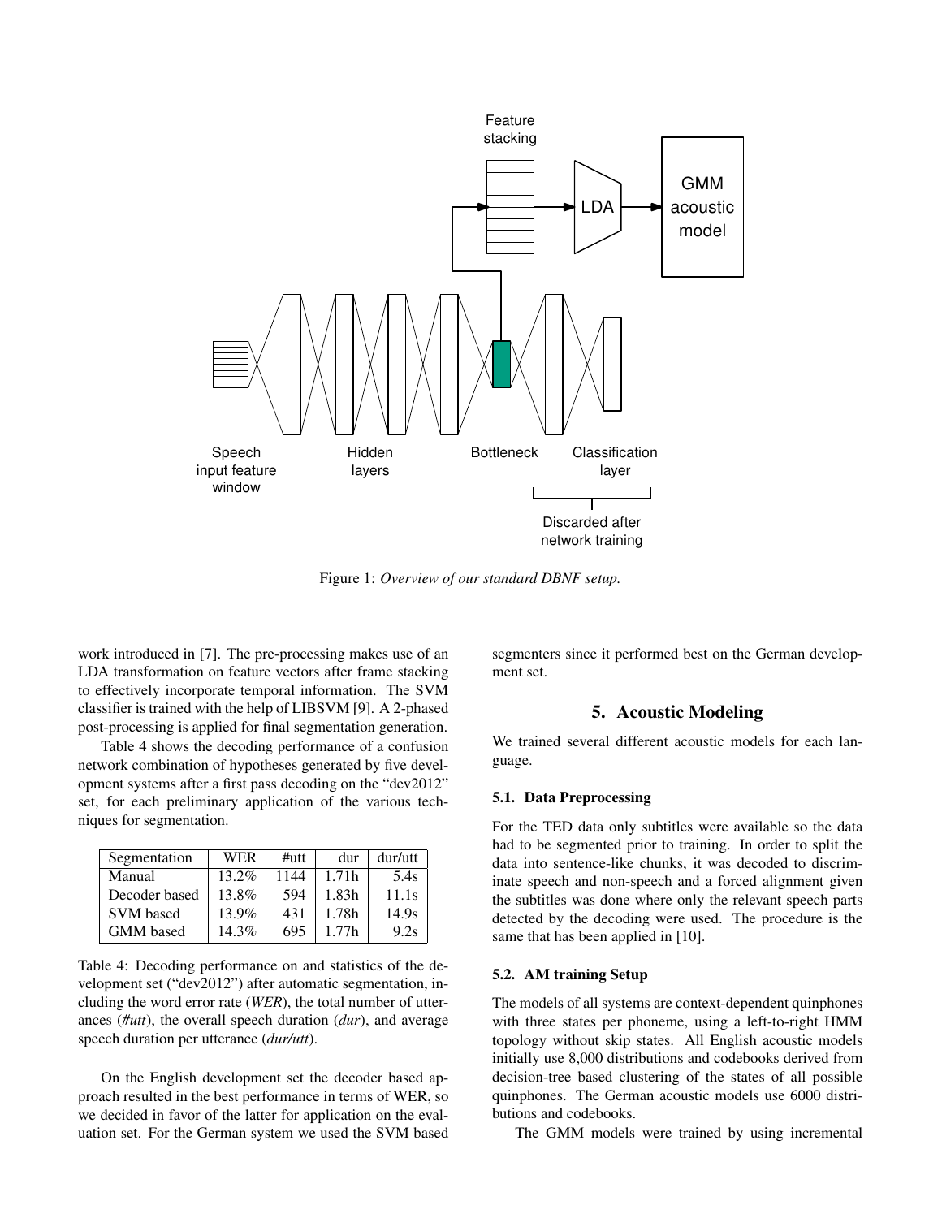Figure 1: *Overview of our standard DBNF setup.*

work introduced in [7]. The pre-processing makes use of an LDA transformation on feature vectors after frame stacking to effectively incorporate temporal information. The SVM classifier is trained with the help of LIBSVM [9]. A 2-phased post-processing is applied for final segmentation generation.

Table 4 shows the decoding performance of a confusion network combination of hypotheses generated by five development systems after a first pass decoding on the "dev2012" set, for each preliminary application of the various techniques for segmentation.

| Segmentation | WER | #utt | dur | dur/utt |
|---|---|---|---|---|
| Manual | 13.2% | 1144 | 1.71h | 5.4s |
| Decoder based | 13.8% | 594 | 1.83h | 11.1s |
| SVM based | 13.9% | 431 | 1.78h | 14.9s |
| GMM based | 14.3% | 695 | 1.77h | 9.2s |

Table 4: Decoding performance on and statistics of the development set ("dev2012") after automatic segmentation, including the word error rate (*WER*), the total number of utterances (*#utt*), the overall speech duration (*dur*), and average speech duration per utterance (*dur/utt*).

On the English development set the decoder based approach resulted in the best performance in terms of WER, so we decided in favor of the latter for application on the evaluation set. For the German system we used the SVM based segmenters since it performed best on the German development set.

## 5. Acoustic Modeling

We trained several different acoustic models for each language.

### 5.1. Data Preprocessing

For the TED data only subtitles were available so the data had to be segmented prior to training. In order to split the data into sentence-like chunks, it was decoded to discriminate speech and non-speech and a forced alignment given the subtitles was done where only the relevant speech parts detected by the decoding were used. The procedure is the same that has been applied in [10].

### 5.2. AM training Setup

The models of all systems are context-dependent quinphones with three states per phoneme, using a left-to-right HMM topology without skip states. All English acoustic models initially use 8,000 distributions and codebooks derived from decision-tree based clustering of the states of all possible quinphones. The German acoustic models use 6000 distributions and codebooks.

The GMM models were trained by using incremental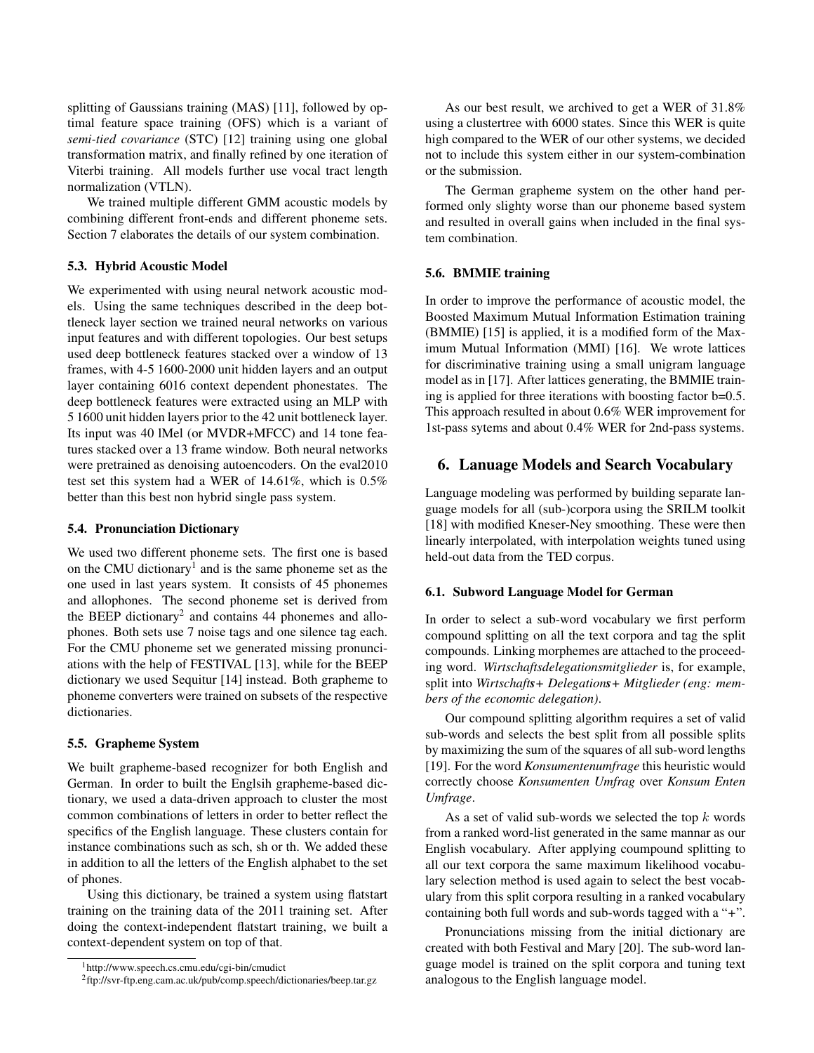splitting of Gaussians training (MAS) [11], followed by optimal feature space training (OFS) which is a variant of *semi-tied covariance* (STC) [12] training using one global transformation matrix, and finally refined by one iteration of Viterbi training. All models further use vocal tract length normalization (VTLN).

We trained multiple different GMM acoustic models by combining different front-ends and different phoneme sets. Section 7 elaborates the details of our system combination.

### 5.3. Hybrid Acoustic Model

We experimented with using neural network acoustic models. Using the same techniques described in the deep bottleneck layer section we trained neural networks on various input features and with different topologies. Our best setups used deep bottleneck features stacked over a window of 13 frames, with 4-5 1600-2000 unit hidden layers and an output layer containing 6016 context dependent phonestates. The deep bottleneck features were extracted using an MLP with 5 1600 unit hidden layers prior to the 42 unit bottleneck layer. Its input was 40 lMel (or MVDR+MFCC) and 14 tone features stacked over a 13 frame window. Both neural networks were pretrained as denoising autoencoders. On the eval2010 test set this system had a WER of 14.61%, which is 0.5% better than this best non hybrid single pass system.

### 5.4. Pronunciation Dictionary

We used two different phoneme sets. The first one is based on the CMU dictionary[1] and is the same phoneme set as the one used in last years system. It consists of 45 phonemes and allophones. The second phoneme set is derived from the BEEP dictionary[2] and contains 44 phonemes and allophones. Both sets use 7 noise tags and one silence tag each. For the CMU phoneme set we generated missing pronunciations with the help of FESTIVAL [13], while for the BEEP dictionary we used Sequitur [14] instead. Both grapheme to phoneme converters were trained on subsets of the respective dictionaries.

### 5.5. Grapheme System

We built grapheme-based recognizer for both English and German. In order to built the Englsih grapheme-based dictionary, we used a data-driven approach to cluster the most common combinations of letters in order to better reflect the specifics of the English language. These clusters contain for instance combinations such as sch, sh or th. We added these in addition to all the letters of the English alphabet to the set of phones.

Using this dictionary, be trained a system using flatstart training on the training data of the 2011 training set. After doing the context-independent flatstart training, we built a context-dependent system on top of that.

As our best result, we archived to get a WER of 31.8% using a clustertree with 6000 states. Since this WER is quite high compared to the WER of our other systems, we decided not to include this system either in our system-combination or the submission.

The German grapheme system on the other hand performed only slighty worse than our phoneme based system and resulted in overall gains when included in the final system combination.

### 5.6. BMMIE training

In order to improve the performance of acoustic model, the Boosted Maximum Mutual Information Estimation training (BMMIE) [15] is applied, it is a modified form of the Maximum Mutual Information (MMI) [16]. We wrote lattices for discriminative training using a small unigram language model as in [17]. After lattices generating, the BMMIE training is applied for three iterations with boosting factor b=0.5. This approach resulted in about 0.6% WER improvement for 1st-pass sytems and about 0.4% WER for 2nd-pass systems.

## 6. Lanuage Models and Search Vocabulary

Language modeling was performed by building separate language models for all (sub-)corpora using the SRILM toolkit [18] with modified Kneser-Ney smoothing. These were then linearly interpolated, with interpolation weights tuned using held-out data from the TED corpus.

### 6.1. Subword Language Model for German

In order to select a sub-word vocabulary we first perform compound splitting on all the text corpora and tag the split compounds. Linking morphemes are attached to the proceeding word. *Wirtschaftsdelegationsmitglieder* is, for example, split into *Wirtschafts+ Delegations+ Mitglieder (eng: members of the economic delegation)*.

Our compound splitting algorithm requires a set of valid sub-words and selects the best split from all possible splits by maximizing the sum of the squares of all sub-word lengths [19]. For the word *Konsumentenumfrage* this heuristic would correctly choose *Konsumenten Umfrag* over *Konsum Enten Umfrage*.

As a set of valid sub-words we selected the top $k$ words from a ranked word-list generated in the same mannar as our English vocabulary. After applying coumpound splitting to all our text corpora the same maximum likelihood vocabulary selection method is used again to select the best vocabulary from this split corpora resulting in a ranked vocabulary containing both full words and sub-words tagged with a "+".

Pronunciations missing from the initial dictionary are created with both Festival and Mary [20]. The sub-word language model is trained on the split corpora and tuning text analogous to the English language model.

[1] http://www.speech.cs.cmu.edu/cgi-bin/cmudict

[2] ftp://svr-ftp.eng.cam.ac.uk/pub/comp.speech/dictionaries/beep.tar.gz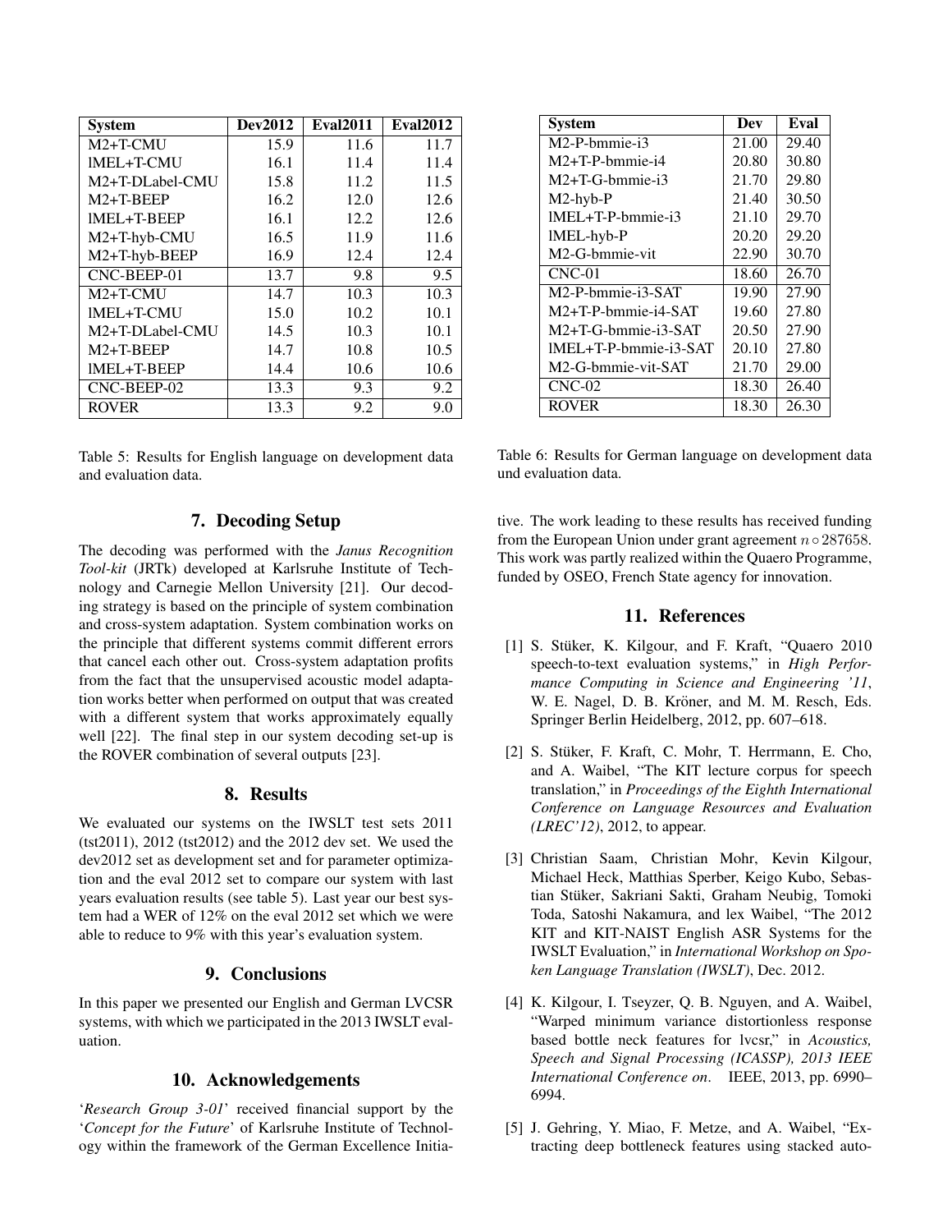| System | Dev2012 | Eval2011 | Eval2012 |
|---|---|---|---|
| M2+T-CMU | 15.9 | 11.6 | 11.7 |
| lMEL+T-CMU | 16.1 | 11.4 | 11.4 |
| M2+T-DLabel-CMU | 15.8 | 11.2 | 11.5 |
| M2+T-BEEP | 16.2 | 12.0 | 12.6 |
| lMEL+T-BEEP | 16.1 | 12.2 | 12.6 |
| M2+T-hyb-CMU | 16.5 | 11.9 | 11.6 |
| M2+T-hyb-BEEP | 16.9 | 12.4 | 12.4 |
| CNC-BEEP-01 | 13.7 | 9.8 | 9.5 |
| M2+T-CMU | 14.7 | 10.3 | 10.3 |
| lMEL+T-CMU | 15.0 | 10.2 | 10.1 |
| M2+T-DLabel-CMU | 14.5 | 10.3 | 10.1 |
| M2+T-BEEP | 14.7 | 10.8 | 10.5 |
| lMEL+T-BEEP | 14.4 | 10.6 | 10.6 |
| CNC-BEEP-02 | 13.3 | 9.3 | 9.2 |
| ROVER | 13.3 | 9.2 | 9.0 |

Table 5: Results for English language on development data and evaluation data.

## 7. Decoding Setup

The decoding was performed with the *Janus Recognition Tool-kit* (JRTk) developed at Karlsruhe Institute of Technology and Carnegie Mellon University [21]. Our decoding strategy is based on the principle of system combination and cross-system adaptation. System combination works on the principle that different systems commit different errors that cancel each other out. Cross-system adaptation profits from the fact that the unsupervised acoustic model adaptation works better when performed on output that was created with a different system that works approximately equally well [22]. The final step in our system decoding set-up is the ROVER combination of several outputs [23].

## 8. Results

We evaluated our systems on the IWSLT test sets 2011 (tst2011), 2012 (tst2012) and the 2012 dev set. We used the dev2012 set as development set and for parameter optimization and the eval 2012 set to compare our system with last years evaluation results (see table 5). Last year our best system had a WER of 12% on the eval 2012 set which we were able to reduce to 9% with this year's evaluation system.

## 9. Conclusions

In this paper we presented our English and German LVCSR systems, with which we participated in the 2013 IWSLT evaluation.

## 10. Acknowledgements

'*Research Group 3-01*' received financial support by the '*Concept for the Future*' of Karlsruhe Institute of Technology within the framework of the German Excellence Initiative. The work leading to these results has received funding from the European Union under grant agreement $n \circ 287658$. This work was partly realized within the Quaero Programme, funded by OSEO, French State agency for innovation.

| System | Dev | Eval |
|---|---|---|
| M2-P-bmmie-i3 | 21.00 | 29.40 |
| M2+T-P-bmmie-i4 | 20.80 | 30.80 |
| M2+T-G-bmmie-i3 | 21.70 | 29.80 |
| M2-hyb-P | 21.40 | 30.50 |
| lMEL+T-P-bmmie-i3 | 21.10 | 29.70 |
| lMEL-hyb-P | 20.20 | 29.20 |
| M2-G-bmmie-vit | 22.90 | 30.70 |
| CNC-01 | 18.60 | 26.70 |
| M2-P-bmmie-i3-SAT | 19.90 | 27.90 |
| M2+T-P-bmmie-i4-SAT | 19.60 | 27.80 |
| M2+T-G-bmmie-i3-SAT | 20.50 | 27.90 |
| lMEL+T-P-bmmie-i3-SAT | 20.10 | 27.80 |
| M2-G-bmmie-vit-SAT | 21.70 | 29.00 |
| CNC-02 | 18.30 | 26.40 |
| ROVER | 18.30 | 26.30 |

Table 6: Results for German language on development data und evaluation data.

## 11. References

[1] S. Stüker, K. Kilgour, and F. Kraft, "Quaero 2010 speech-to-text evaluation systems," in *High Performance Computing in Science and Engineering '11*, W. E. Nagel, D. B. Kröner, and M. M. Resch, Eds. Springer Berlin Heidelberg, 2012, pp. 607–618.

[2] S. Stüker, F. Kraft, C. Mohr, T. Herrmann, E. Cho, and A. Waibel, "The KIT lecture corpus for speech translation," in *Proceedings of the Eighth International Conference on Language Resources and Evaluation (LREC'12)*, 2012, to appear.

[3] Christian Saam, Christian Mohr, Kevin Kilgour, Michael Heck, Matthias Sperber, Keigo Kubo, Sebastian Stüker, Sakriani Sakti, Graham Neubig, Tomoki Toda, Satoshi Nakamura, and lex Waibel, "The 2012 KIT and KIT-NAIST English ASR Systems for the IWSLT Evaluation," in *International Workshop on Spoken Language Translation (IWSLT)*, Dec. 2012.

[4] K. Kilgour, I. Tseyzer, Q. B. Nguyen, and A. Waibel, "Warped minimum variance distortionless response based bottle neck features for lvcsr," in *Acoustics, Speech and Signal Processing (ICASSP), 2013 IEEE International Conference on*. IEEE, 2013, pp. 6990–6994.

[5] J. Gehring, Y. Miao, F. Metze, and A. Waibel, "Extracting deep bottleneck features using stacked auto-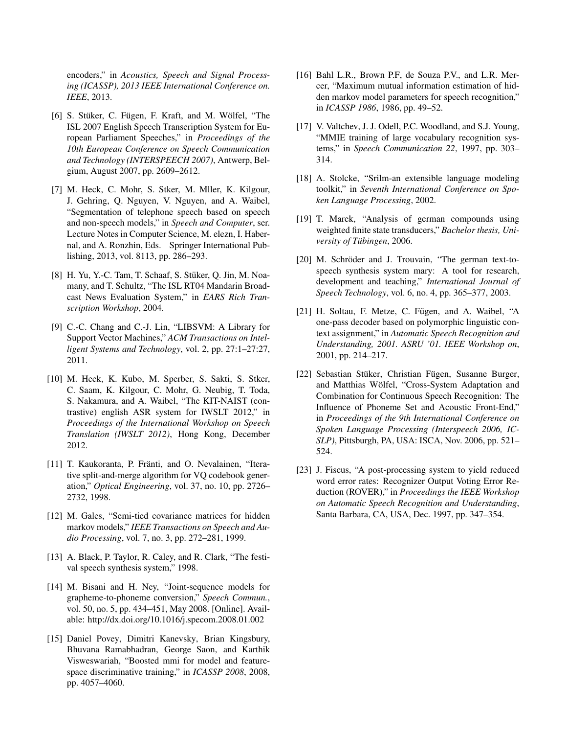encoders," in *Acoustics, Speech and Signal Processing (ICASSP), 2013 IEEE International Conference on. IEEE*, 2013.

[6] S. Stüker, C. Fügen, F. Kraft, and M. Wölfel, "The ISL 2007 English Speech Transcription System for European Parliament Speeches," in *Proceedings of the 10th European Conference on Speech Communication and Technology (INTERSPEECH 2007)*, Antwerp, Belgium, August 2007, pp. 2609–2612.

[7] M. Heck, C. Mohr, S. Stker, M. Mller, K. Kilgour, J. Gehring, Q. Nguyen, V. Nguyen, and A. Waibel, "Segmentation of telephone speech based on speech and non-speech models," in *Speech and Computer*, ser. Lecture Notes in Computer Science, M. elezn, I. Habernal, and A. Ronzhin, Eds. Springer International Publishing, 2013, vol. 8113, pp. 286–293.

[8] H. Yu, Y.-C. Tam, T. Schaaf, S. Stüker, Q. Jin, M. Noamany, and T. Schultz, "The ISL RT04 Mandarin Broadcast News Evaluation System," in *EARS Rich Transcription Workshop*, 2004.

[9] C.-C. Chang and C.-J. Lin, "LIBSVM: A Library for Support Vector Machines," *ACM Transactions on Intelligent Systems and Technology*, vol. 2, pp. 27:1–27:27, 2011.

[10] M. Heck, K. Kubo, M. Sperber, S. Sakti, S. Stker, C. Saam, K. Kilgour, C. Mohr, G. Neubig, T. Toda, S. Nakamura, and A. Waibel, "The KIT-NAIST (contrastive) english ASR system for IWSLT 2012," in *Proceedings of the International Workshop on Speech Translation (IWSLT 2012)*, Hong Kong, December 2012.

[11] T. Kaukoranta, P. Fränti, and O. Nevalainen, "Iterative split-and-merge algorithm for VQ codebook generation," *Optical Engineering*, vol. 37, no. 10, pp. 2726–2732, 1998.

[12] M. Gales, "Semi-tied covariance matrices for hidden markov models," *IEEE Transactions on Speech and Audio Processing*, vol. 7, no. 3, pp. 272–281, 1999.

[13] A. Black, P. Taylor, R. Caley, and R. Clark, "The festival speech synthesis system," 1998.

[14] M. Bisani and H. Ney, "Joint-sequence models for grapheme-to-phoneme conversion," *Speech Commun.*, vol. 50, no. 5, pp. 434–451, May 2008. [Online]. Available: http://dx.doi.org/10.1016/j.specom.2008.01.002

[15] Daniel Povey, Dimitri Kanevsky, Brian Kingsbury, Bhuvana Ramabhadran, George Saon, and Karthik Visweswariah, "Boosted mmi for model and feature-space discriminative training," in *ICASSP 2008*, 2008, pp. 4057–4060.

[16] Bahl L.R., Brown P.F, de Souza P.V., and L.R. Mercer, "Maximum mutual information estimation of hidden markov model parameters for speech recognition," in *ICASSP 1986*, 1986, pp. 49–52.

[17] V. Valtchev, J. J. Odell, P.C. Woodland, and S.J. Young, "MMIE training of large vocabulary recognition systems," in *Speech Communication 22*, 1997, pp. 303–314.

[18] A. Stolcke, "Srilm-an extensible language modeling toolkit," in *Seventh International Conference on Spoken Language Processing*, 2002.

[19] T. Marek, "Analysis of german compounds using weighted finite state transducers," *Bachelor thesis, University of Tübingen*, 2006.

[20] M. Schröder and J. Trouvain, "The german text-to-speech synthesis system mary: A tool for research, development and teaching," *International Journal of Speech Technology*, vol. 6, no. 4, pp. 365–377, 2003.

[21] H. Soltau, F. Metze, C. Fügen, and A. Waibel, "A one-pass decoder based on polymorphic linguistic context assignment," in *Automatic Speech Recognition and Understanding, 2001. ASRU '01. IEEE Workshop on*, 2001, pp. 214–217.

[22] Sebastian Stüker, Christian Fügen, Susanne Burger, and Matthias Wölfel, "Cross-System Adaptation and Combination for Continuous Speech Recognition: The Influence of Phoneme Set and Acoustic Front-End," in *Proceedings of the 9th International Conference on Spoken Language Processing (Interspeech 2006, ICSLP)*, Pittsburgh, PA, USA: ISCA, Nov. 2006, pp. 521–524.

[23] J. Fiscus, "A post-processing system to yield reduced word error rates: Recognizer Output Voting Error Reduction (ROVER)," in *Proceedings the IEEE Workshop on Automatic Speech Recognition and Understanding*, Santa Barbara, CA, USA, Dec. 1997, pp. 347–354.